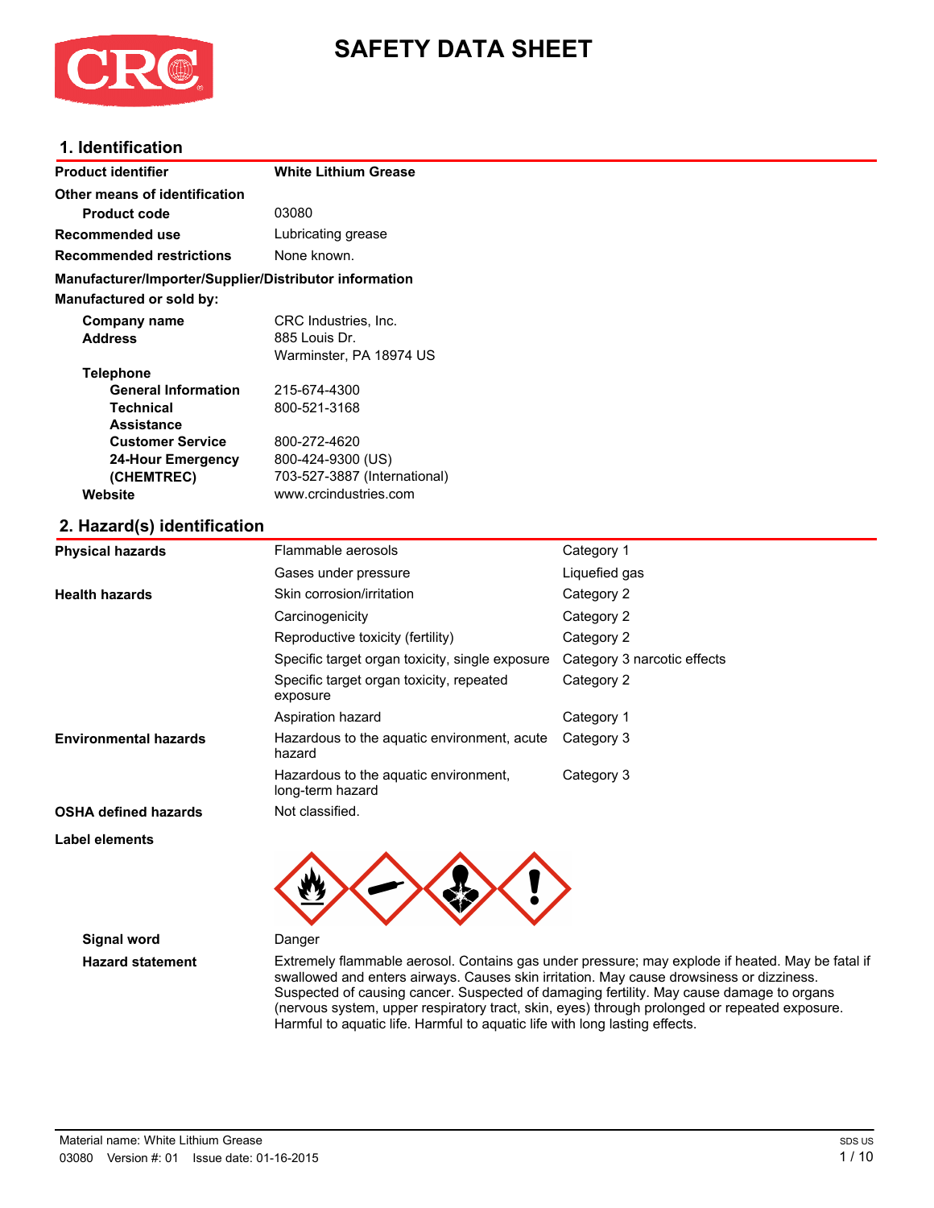# SAFETY DATA SHEET

## 1. Identification

| | |
|---|---|
| **Product identifier** | **White Lithium Grease** |
| **Other means of identification** | |
| **Product code** | 03080 |
| **Recommended use** | Lubricating grease |
| **Recommended restrictions** | None known. |

**Manufacturer/Importer/Supplier/Distributor information**

**Manufactured or sold by:**

| | |
|---|---|
| **Company name** | CRC Industries, Inc. |
| **Address** | 885 Louis Dr.<br>Warminster, PA 18974 US |
| **Telephone** | |
| **General Information** | 215-674-4300 |
| **Technical Assistance** | 800-521-3168 |
| **Customer Service** | 800-272-4620 |
| **24-Hour Emergency (CHEMTREC)** | 800-424-9300 (US)<br>703-527-3887 (International) |
| **Website** | www.crcindustries.com |

## 2. Hazard(s) identification

| | | |
|---|---|---|
| **Physical hazards** | Flammable aerosols | Category 1 |
| | Gases under pressure | Liquefied gas |
| **Health hazards** | Skin corrosion/irritation | Category 2 |
| | Carcinogenicity | Category 2 |
| | Reproductive toxicity (fertility) | Category 2 |
| | Specific target organ toxicity, single exposure | Category 3 narcotic effects |
| | Specific target organ toxicity, repeated exposure | Category 2 |
| | Aspiration hazard | Category 1 |
| **Environmental hazards** | Hazardous to the aquatic environment, acute hazard | Category 3 |
| | Hazardous to the aquatic environment, long-term hazard | Category 3 |
| **OSHA defined hazards** | Not classified. | |

**Label elements**

**Signal word** Danger

**Hazard statement** Extremely flammable aerosol. Contains gas under pressure; may explode if heated. May be fatal if swallowed and enters airways. Causes skin irritation. May cause drowsiness or dizziness. Suspected of causing cancer. Suspected of damaging fertility. May cause damage to organs (nervous system, upper respiratory tract, skin, eyes) through prolonged or repeated exposure. Harmful to aquatic life. Harmful to aquatic life with long lasting effects.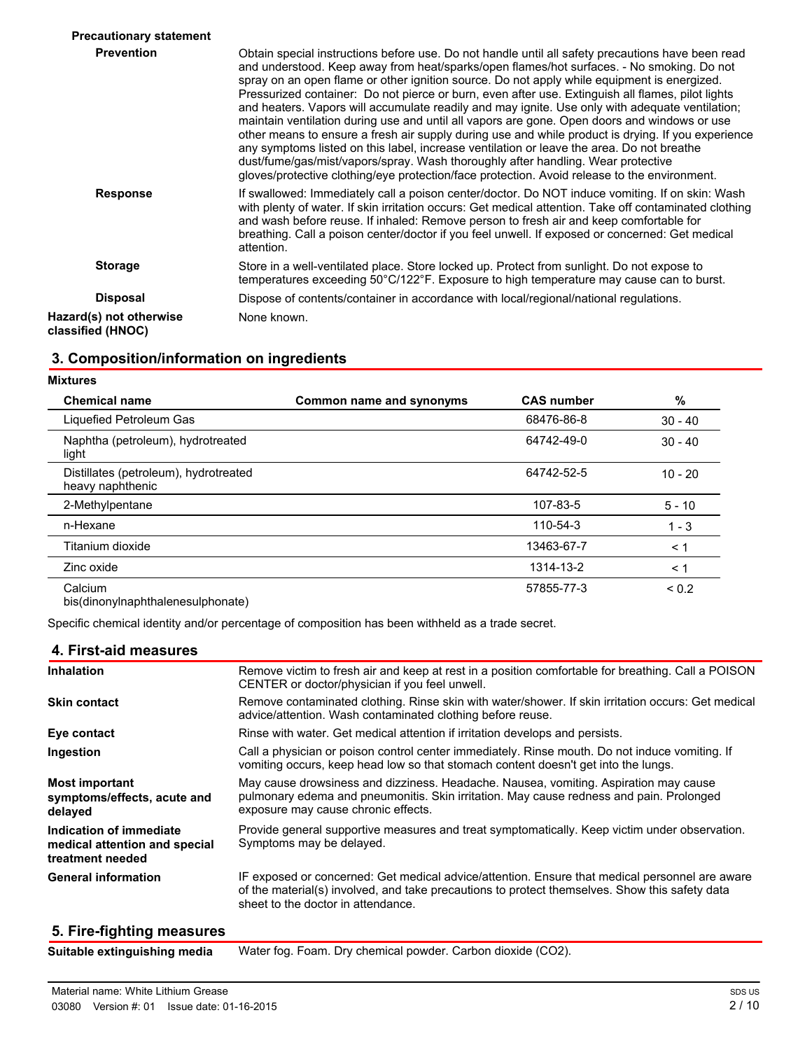**Precautionary statement**

**Prevention**

Obtain special instructions before use. Do not handle until all safety precautions have been read and understood. Keep away from heat/sparks/open flames/hot surfaces. - No smoking. Do not spray on an open flame or other ignition source. Do not apply while equipment is energized. Pressurized container: Do not pierce or burn, even after use. Extinguish all flames, pilot lights and heaters. Vapors will accumulate readily and may ignite. Use only with adequate ventilation; maintain ventilation during use and until all vapors are gone. Open doors and windows or use other means to ensure a fresh air supply during use and while product is drying. If you experience any symptoms listed on this label, increase ventilation or leave the area. Do not breathe dust/fume/gas/mist/vapors/spray. Wash thoroughly after handling. Wear protective gloves/protective clothing/eye protection/face protection. Avoid release to the environment.

**Response**

If swallowed: Immediately call a poison center/doctor. Do NOT induce vomiting. If on skin: Wash with plenty of water. If skin irritation occurs: Get medical attention. Take off contaminated clothing and wash before reuse. If inhaled: Remove person to fresh air and keep comfortable for breathing. Call a poison center/doctor if you feel unwell. If exposed or concerned: Get medical attention.

**Storage**

Store in a well-ventilated place. Store locked up. Protect from sunlight. Do not expose to temperatures exceeding 50°C/122°F. Exposure to high temperature may cause can to burst.

**Disposal**

Dispose of contents/container in accordance with local/regional/national regulations.

**Hazard(s) not otherwise classified (HNOC)**

None known.

## 3. Composition/information on ingredients

**Mixtures**

| Chemical name | Common name and synonyms | CAS number | % |
|---|---|---|---|
| Liquefied Petroleum Gas | | 68476-86-8 | 30 - 40 |
| Naphtha (petroleum), hydrotreated light | | 64742-49-0 | 30 - 40 |
| Distillates (petroleum), hydrotreated heavy naphthenic | | 64742-52-5 | 10 - 20 |
| 2-Methylpentane | | 107-83-5 | 5 - 10 |
| n-Hexane | | 110-54-3 | 1 - 3 |
| Titanium dioxide | | 13463-67-7 | < 1 |
| Zinc oxide | | 1314-13-2 | < 1 |
| Calcium bis(dinonylnaphthalenesulphonate) | | 57855-77-3 | < 0.2 |

Specific chemical identity and/or percentage of composition has been withheld as a trade secret.

## 4. First-aid measures

**Inhalation**

Remove victim to fresh air and keep at rest in a position comfortable for breathing. Call a POISON CENTER or doctor/physician if you feel unwell.

**Skin contact**

Remove contaminated clothing. Rinse skin with water/shower. If skin irritation occurs: Get medical advice/attention. Wash contaminated clothing before reuse.

**Eye contact**

Rinse with water. Get medical attention if irritation develops and persists.

**Ingestion**

Call a physician or poison control center immediately. Rinse mouth. Do not induce vomiting. If vomiting occurs, keep head low so that stomach content doesn't get into the lungs.

**Most important symptoms/effects, acute and delayed**

May cause drowsiness and dizziness. Headache. Nausea, vomiting. Aspiration may cause pulmonary edema and pneumonitis. Skin irritation. May cause redness and pain. Prolonged exposure may cause chronic effects.

**Indication of immediate medical attention and special treatment needed**

Provide general supportive measures and treat symptomatically. Keep victim under observation. Symptoms may be delayed.

**General information**

IF exposed or concerned: Get medical advice/attention. Ensure that medical personnel are aware of the material(s) involved, and take precautions to protect themselves. Show this safety data sheet to the doctor in attendance.

## 5. Fire-fighting measures

**Suitable extinguishing media**

Water fog. Foam. Dry chemical powder. Carbon dioxide ($CO_2$).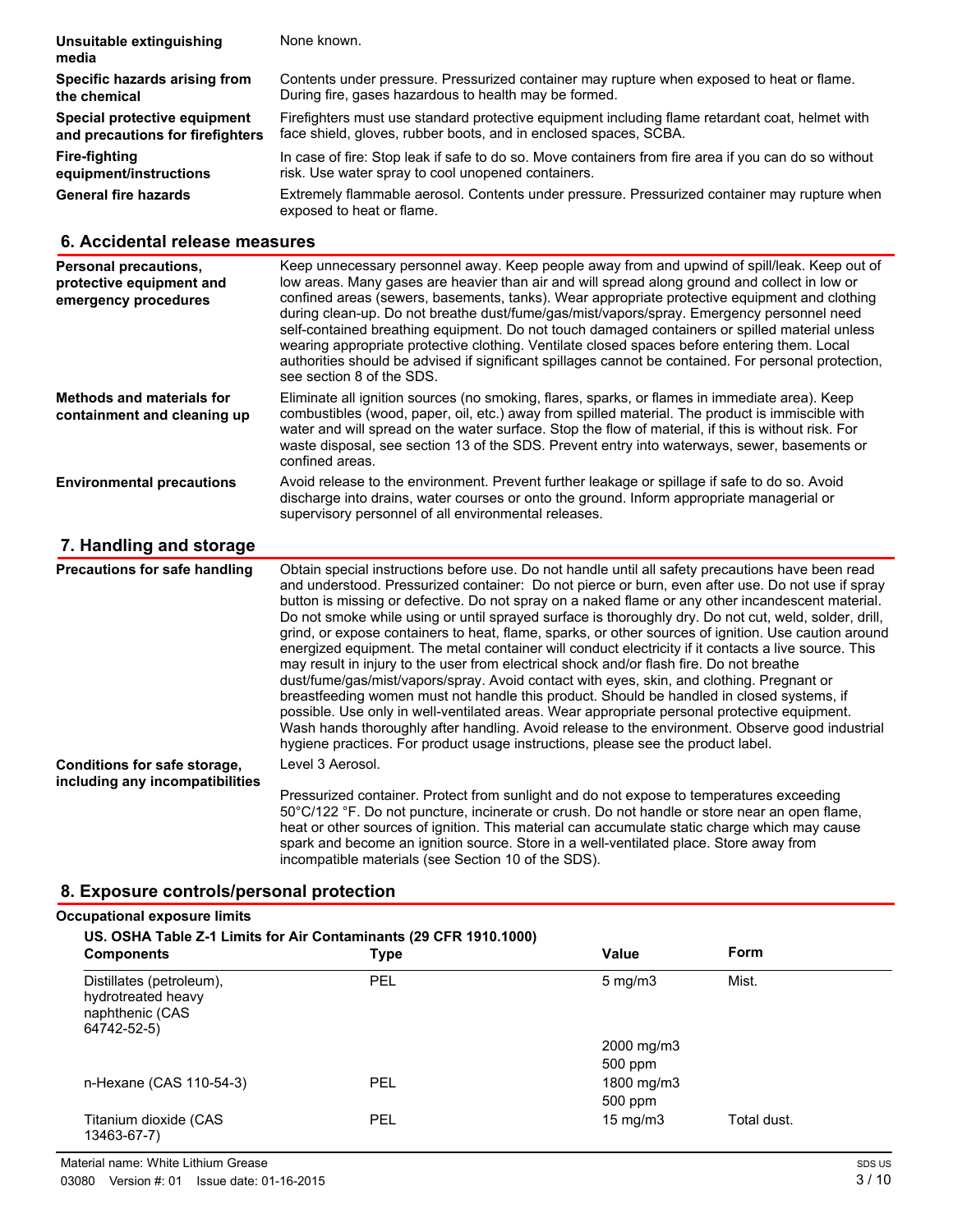| | |
|---|---|
| **Unsuitable extinguishing media** | None known. |
| **Specific hazards arising from the chemical** | Contents under pressure. Pressurized container may rupture when exposed to heat or flame. During fire, gases hazardous to health may be formed. |
| **Special protective equipment and precautions for firefighters** | Firefighters must use standard protective equipment including flame retardant coat, helmet with face shield, gloves, rubber boots, and in enclosed spaces, SCBA. |
| **Fire-fighting equipment/instructions** | In case of fire: Stop leak if safe to do so. Move containers from fire area if you can do so without risk. Use water spray to cool unopened containers. |
| **General fire hazards** | Extremely flammable aerosol. Contents under pressure. Pressurized container may rupture when exposed to heat or flame. |

## 6. Accidental release measures

| | |
|---|---|
| **Personal precautions, protective equipment and emergency procedures** | Keep unnecessary personnel away. Keep people away from and upwind of spill/leak. Keep out of low areas. Many gases are heavier than air and will spread along ground and collect in low or confined areas (sewers, basements, tanks). Wear appropriate protective equipment and clothing during clean-up. Do not breathe dust/fume/gas/mist/vapors/spray. Emergency personnel need self-contained breathing equipment. Do not touch damaged containers or spilled material unless wearing appropriate protective clothing. Ventilate closed spaces before entering them. Local authorities should be advised if significant spillages cannot be contained. For personal protection, see section 8 of the SDS. |
| **Methods and materials for containment and cleaning up** | Eliminate all ignition sources (no smoking, flares, sparks, or flames in immediate area). Keep combustibles (wood, paper, oil, etc.) away from spilled material. The product is immiscible with water and will spread on the water surface. Stop the flow of material, if this is without risk. For waste disposal, see section 13 of the SDS. Prevent entry into waterways, sewer, basements or confined areas. |
| **Environmental precautions** | Avoid release to the environment. Prevent further leakage or spillage if safe to do so. Avoid discharge into drains, water courses or onto the ground. Inform appropriate managerial or supervisory personnel of all environmental releases. |

## 7. Handling and storage

| | |
|---|---|
| **Precautions for safe handling** | Obtain special instructions before use. Do not handle until all safety precautions have been read and understood. Pressurized container: Do not pierce or burn, even after use. Do not use if spray button is missing or defective. Do not spray on a naked flame or any other incandescent material. Do not smoke while using or until sprayed surface is thoroughly dry. Do not cut, weld, solder, drill, grind, or expose containers to heat, flame, sparks, or other sources of ignition. Use caution around energized equipment. The metal container will conduct electricity if it contacts a live source. This may result in injury to the user from electrical shock and/or flash fire. Do not breathe dust/fume/gas/mist/vapors/spray. Avoid contact with eyes, skin, and clothing. Pregnant or breastfeeding women must not handle this product. Should be handled in closed systems, if possible. Use only in well-ventilated areas. Wear appropriate personal protective equipment. Wash hands thoroughly after handling. Avoid release to the environment. Observe good industrial hygiene practices. For product usage instructions, please see the product label. |
| **Conditions for safe storage, including any incompatibilities** | Level 3 Aerosol.<br><br>Pressurized container. Protect from sunlight and do not expose to temperatures exceeding 50°C/122 °F. Do not puncture, incinerate or crush. Do not handle or store near an open flame, heat or other sources of ignition. This material can accumulate static charge which may cause spark and become an ignition source. Store in a well-ventilated place. Store away from incompatible materials (see Section 10 of the SDS). |

## 8. Exposure controls/personal protection

**Occupational exposure limits**

**US. OSHA Table Z-1 Limits for Air Contaminants (29 CFR 1910.1000)**

| Components | Type | Value | Form |
|---|---|---|---|
| Distillates (petroleum), hydrotreated heavy naphthenic (CAS 64742-52-5) | PEL | 5 mg/m3 | Mist. |
| | | 2000 mg/m3 | |
| | | 500 ppm | |
| n-Hexane (CAS 110-54-3) | PEL | 1800 mg/m3 | |
| | | 500 ppm | |
| Titanium dioxide (CAS 13463-67-7) | PEL | 15 mg/m3 | Total dust. |

Material name: White Lithium Grease

03080 Version #: 01 Issue date: 01-16-2015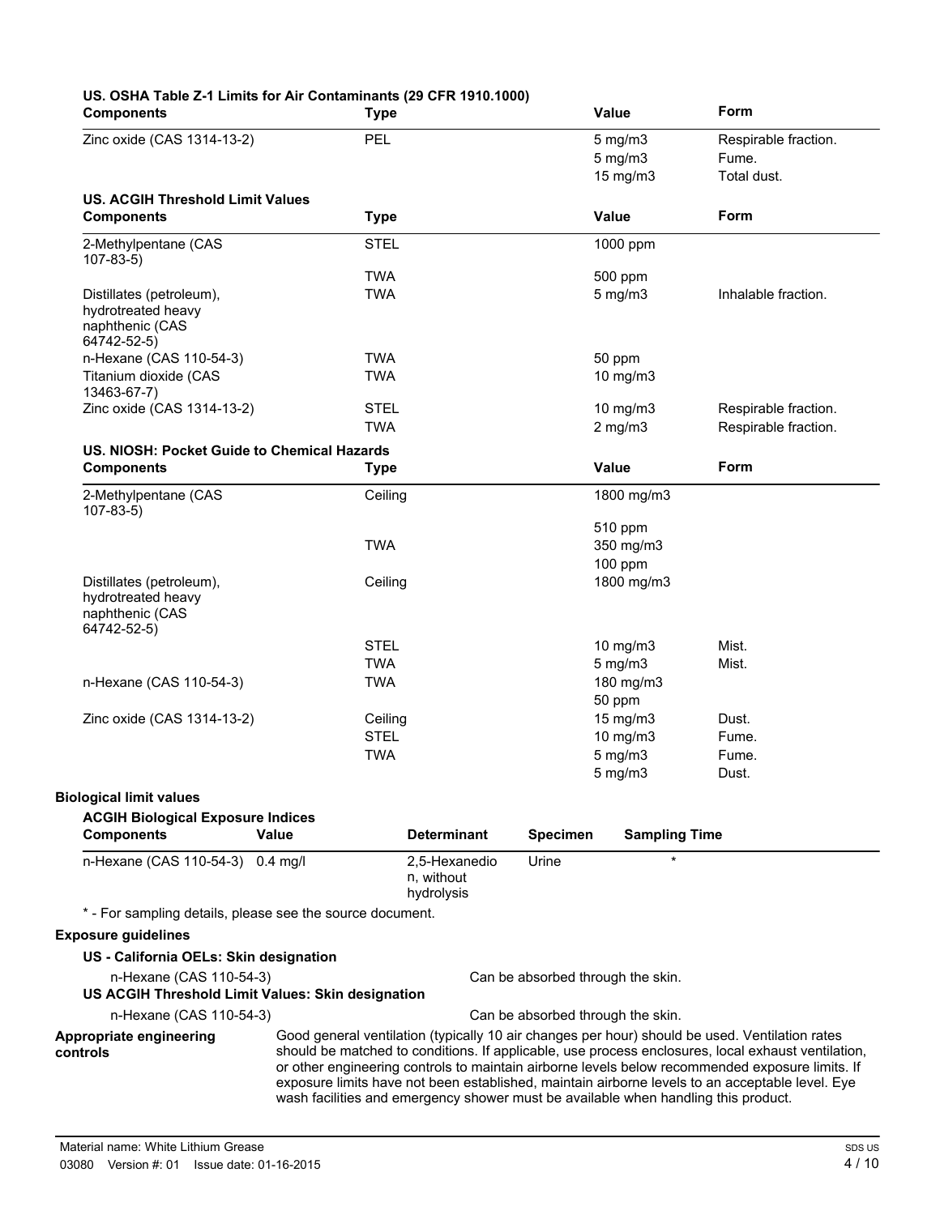### US. OSHA Table Z-1 Limits for Air Contaminants (29 CFR 1910.1000)

| Components | Type | Value | Form |
|---|---|---|---|
| Zinc oxide (CAS 1314-13-2) | PEL | 5 mg/m3 | Respirable fraction. |
| | | 5 mg/m3 | Fume. |
| | | 15 mg/m3 | Total dust. |

### US. ACGIH Threshold Limit Values

| Components | Type | Value | Form |
|---|---|---|---|
| 2-Methylpentane (CAS 107-83-5) | STEL | 1000 ppm | |
| | TWA | 500 ppm | |
| Distillates (petroleum), hydrotreated heavy naphthenic (CAS 64742-52-5) | TWA | 5 mg/m3 | Inhalable fraction. |
| n-Hexane (CAS 110-54-3) | TWA | 50 ppm | |
| Titanium dioxide (CAS 13463-67-7) | TWA | 10 mg/m3 | |
| Zinc oxide (CAS 1314-13-2) | STEL | 10 mg/m3 | Respirable fraction. |
| | TWA | 2 mg/m3 | Respirable fraction. |

### US. NIOSH: Pocket Guide to Chemical Hazards

| Components | Type | Value | Form |
|---|---|---|---|
| 2-Methylpentane (CAS 107-83-5) | Ceiling | 1800 mg/m3 | |
| | | 510 ppm | |
| | TWA | 350 mg/m3 | |
| | | 100 ppm | |
| Distillates (petroleum), hydrotreated heavy naphthenic (CAS 64742-52-5) | Ceiling | 1800 mg/m3 | |
| | STEL | 10 mg/m3 | Mist. |
| | TWA | 5 mg/m3 | Mist. |
| n-Hexane (CAS 110-54-3) | TWA | 180 mg/m3 | |
| | | 50 ppm | |
| Zinc oxide (CAS 1314-13-2) | Ceiling | 15 mg/m3 | Dust. |
| | STEL | 10 mg/m3 | Fume. |
| | TWA | 5 mg/m3 | Fume. |
| | | 5 mg/m3 | Dust. |

**Biological limit values**

### ACGIH Biological Exposure Indices

| Components | Value | Determinant | Specimen | Sampling Time |
|---|---|---|---|---|
| n-Hexane (CAS 110-54-3) | 0.4 mg/l | 2,5-Hexanedion, without hydrolysis | Urine | * |

\* - For sampling details, please see the source document.

**Exposure guidelines**

**US - California OELs: Skin designation**

n-Hexane (CAS 110-54-3) Can be absorbed through the skin.

**US ACGIH Threshold Limit Values: Skin designation**

n-Hexane (CAS 110-54-3) Can be absorbed through the skin.

**Appropriate engineering controls**

Good general ventilation (typically 10 air changes per hour) should be used. Ventilation rates should be matched to conditions. If applicable, use process enclosures, local exhaust ventilation, or other engineering controls to maintain airborne levels below recommended exposure limits. If exposure limits have not been established, maintain airborne levels to an acceptable level. Eye wash facilities and emergency shower must be available when handling this product.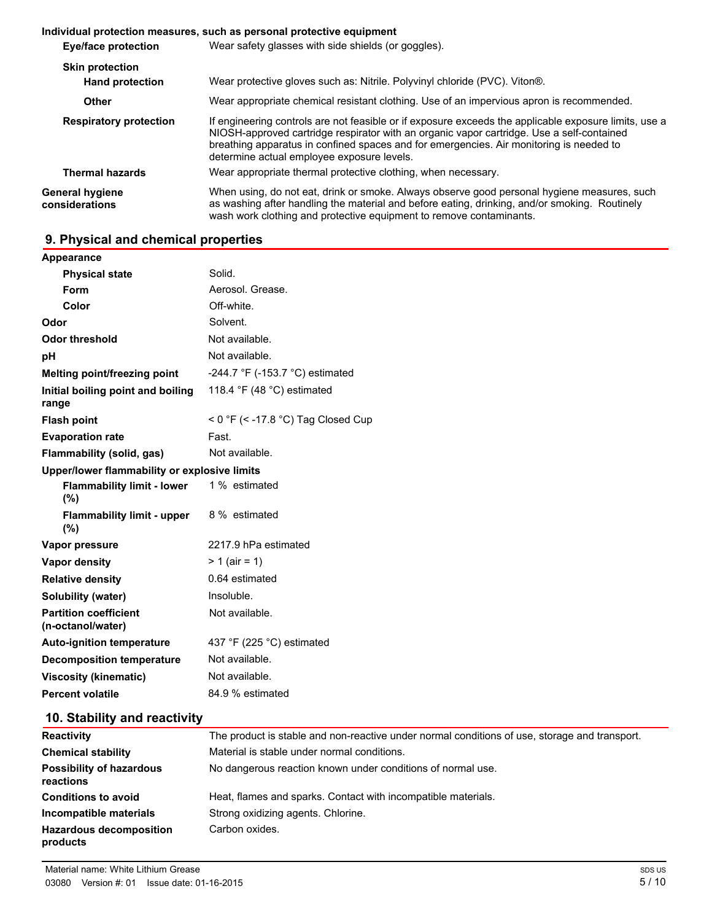**Individual protection measures, such as personal protective equipment**

| | |
|---|---|
| **Eye/face protection** | Wear safety glasses with side shields (or goggles). |
| **Skin protection** | |
| **Hand protection** | Wear protective gloves such as: Nitrile. Polyvinyl chloride (PVC). Viton®. |
| **Other** | Wear appropriate chemical resistant clothing. Use of an impervious apron is recommended. |
| **Respiratory protection** | If engineering controls are not feasible or if exposure exceeds the applicable exposure limits, use a NIOSH-approved cartridge respirator with an organic vapor cartridge. Use a self-contained breathing apparatus in confined spaces and for emergencies. Air monitoring is needed to determine actual employee exposure levels. |
| **Thermal hazards** | Wear appropriate thermal protective clothing, when necessary. |
| **General hygiene considerations** | When using, do not eat, drink or smoke. Always observe good personal hygiene measures, such as washing after handling the material and before eating, drinking, and/or smoking. Routinely wash work clothing and protective equipment to remove contaminants. |

## 9. Physical and chemical properties

| | |
|---|---|
| **Appearance** | |
| **Physical state** | Solid. |
| **Form** | Aerosol. Grease. |
| **Color** | Off-white. |
| **Odor** | Solvent. |
| **Odor threshold** | Not available. |
| **pH** | Not available. |
| **Melting point/freezing point** | -244.7 °F (-153.7 °C) estimated |
| **Initial boiling point and boiling range** | 118.4 °F (48 °C) estimated |
| **Flash point** | < 0 °F (< -17.8 °C) Tag Closed Cup |
| **Evaporation rate** | Fast. |
| **Flammability (solid, gas)** | Not available. |
| **Upper/lower flammability or explosive limits** | |
| **Flammability limit - lower (%)** | 1 % estimated |
| **Flammability limit - upper (%)** | 8 % estimated |
| **Vapor pressure** | 2217.9 hPa estimated |
| **Vapor density** | > 1 (air = 1) |
| **Relative density** | 0.64 estimated |
| **Solubility (water)** | Insoluble. |
| **Partition coefficient (n-octanol/water)** | Not available. |
| **Auto-ignition temperature** | 437 °F (225 °C) estimated |
| **Decomposition temperature** | Not available. |
| **Viscosity (kinematic)** | Not available. |
| **Percent volatile** | 84.9 % estimated |

## 10. Stability and reactivity

| | |
|---|---|
| **Reactivity** | The product is stable and non-reactive under normal conditions of use, storage and transport. |
| **Chemical stability** | Material is stable under normal conditions. |
| **Possibility of hazardous reactions** | No dangerous reaction known under conditions of normal use. |
| **Conditions to avoid** | Heat, flames and sparks. Contact with incompatible materials. |
| **Incompatible materials** | Strong oxidizing agents. Chlorine. |
| **Hazardous decomposition products** | Carbon oxides. |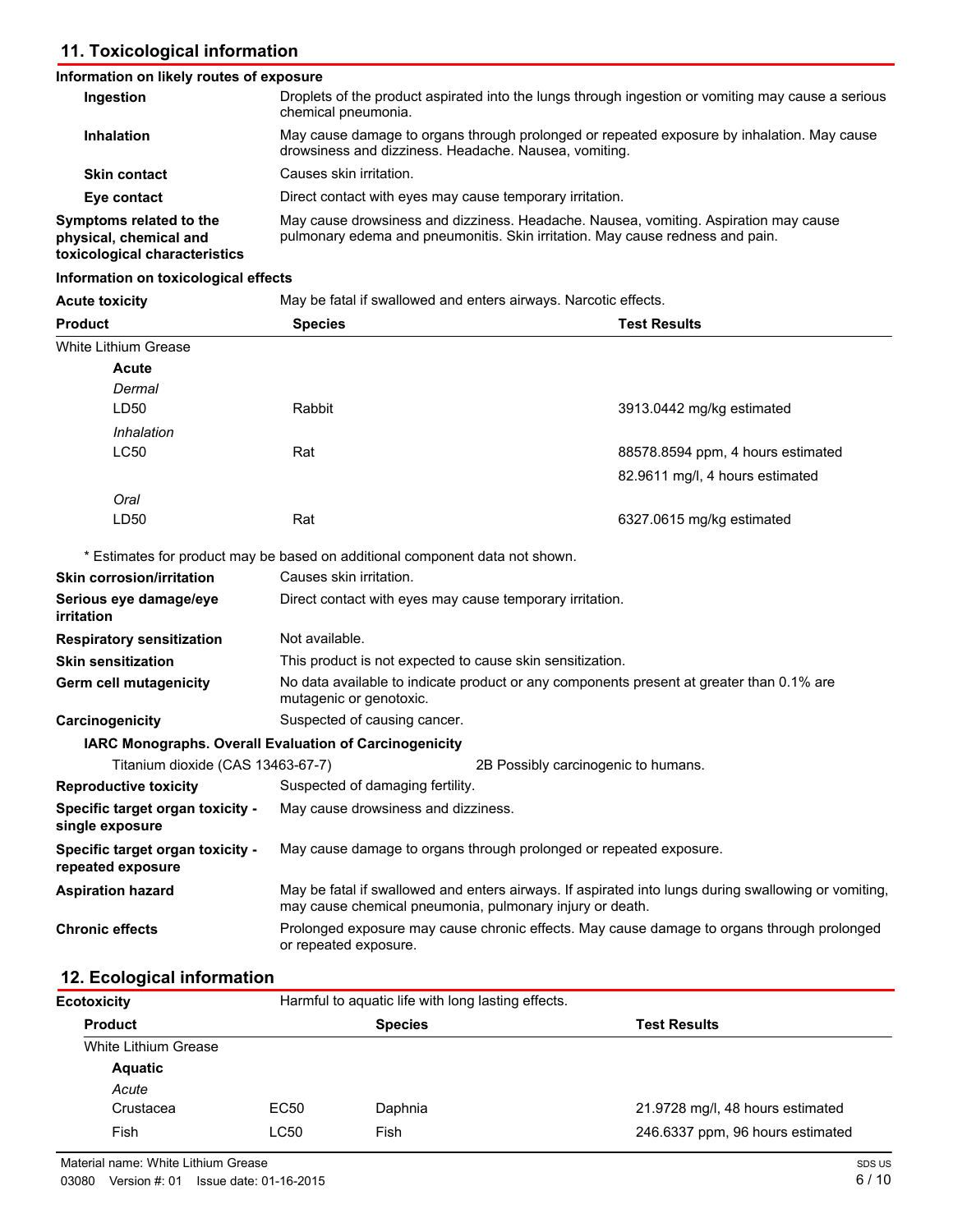## 11. Toxicological information

**Information on likely routes of exposure**

| | |
|---|---|
| **Ingestion** | Droplets of the product aspirated into the lungs through ingestion or vomiting may cause a serious chemical pneumonia. |
| **Inhalation** | May cause damage to organs through prolonged or repeated exposure by inhalation. May cause drowsiness and dizziness. Headache. Nausea, vomiting. |
| **Skin contact** | Causes skin irritation. |
| **Eye contact** | Direct contact with eyes may cause temporary irritation. |
| **Symptoms related to the physical, chemical and toxicological characteristics** | May cause drowsiness and dizziness. Headache. Nausea, vomiting. Aspiration may cause pulmonary edema and pneumonitis. Skin irritation. May cause redness and pain. |

**Information on toxicological effects**

**Acute toxicity** May be fatal if swallowed and enters airways. Narcotic effects.

| Product | Species | Test Results |
|---|---|---|
| White Lithium Grease | | |
| **Acute** | | |
| *Dermal* | | |
| LD50 | Rabbit | 3913.0442 mg/kg estimated |
| *Inhalation* | | |
| LC50 | Rat | 88578.8594 ppm, 4 hours estimated |
| | | 82.9611 mg/l, 4 hours estimated |
| *Oral* | | |
| LD50 | Rat | 6327.0615 mg/kg estimated |

\* Estimates for product may be based on additional component data not shown.

| | |
|---|---|
| **Skin corrosion/irritation** | Causes skin irritation. |
| **Serious eye damage/eye irritation** | Direct contact with eyes may cause temporary irritation. |
| **Respiratory sensitization** | Not available. |
| **Skin sensitization** | This product is not expected to cause skin sensitization. |
| **Germ cell mutagenicity** | No data available to indicate product or any components present at greater than 0.1% are mutagenic or genotoxic. |
| **Carcinogenicity** | Suspected of causing cancer. |

**IARC Monographs. Overall Evaluation of Carcinogenicity**

| | |
|---|---|
| Titanium dioxide (CAS 13463-67-7) | 2B Possibly carcinogenic to humans. |

| | |
|---|---|
| **Reproductive toxicity** | Suspected of damaging fertility. |
| **Specific target organ toxicity - single exposure** | May cause drowsiness and dizziness. |
| **Specific target organ toxicity - repeated exposure** | May cause damage to organs through prolonged or repeated exposure. |
| **Aspiration hazard** | May be fatal if swallowed and enters airways. If aspirated into lungs during swallowing or vomiting, may cause chemical pneumonia, pulmonary injury or death. |
| **Chronic effects** | Prolonged exposure may cause chronic effects. May cause damage to organs through prolonged or repeated exposure. |

## 12. Ecological information

**Ecotoxicity** Harmful to aquatic life with long lasting effects.

| Product | | Species | Test Results |
|---|---|---|---|
| White Lithium Grease | | | |
| **Aquatic** | | | |
| *Acute* | | | |
| Crustacea | EC50 | Daphnia | 21.9728 mg/l, 48 hours estimated |
| Fish | LC50 | Fish | 246.6337 ppm, 96 hours estimated |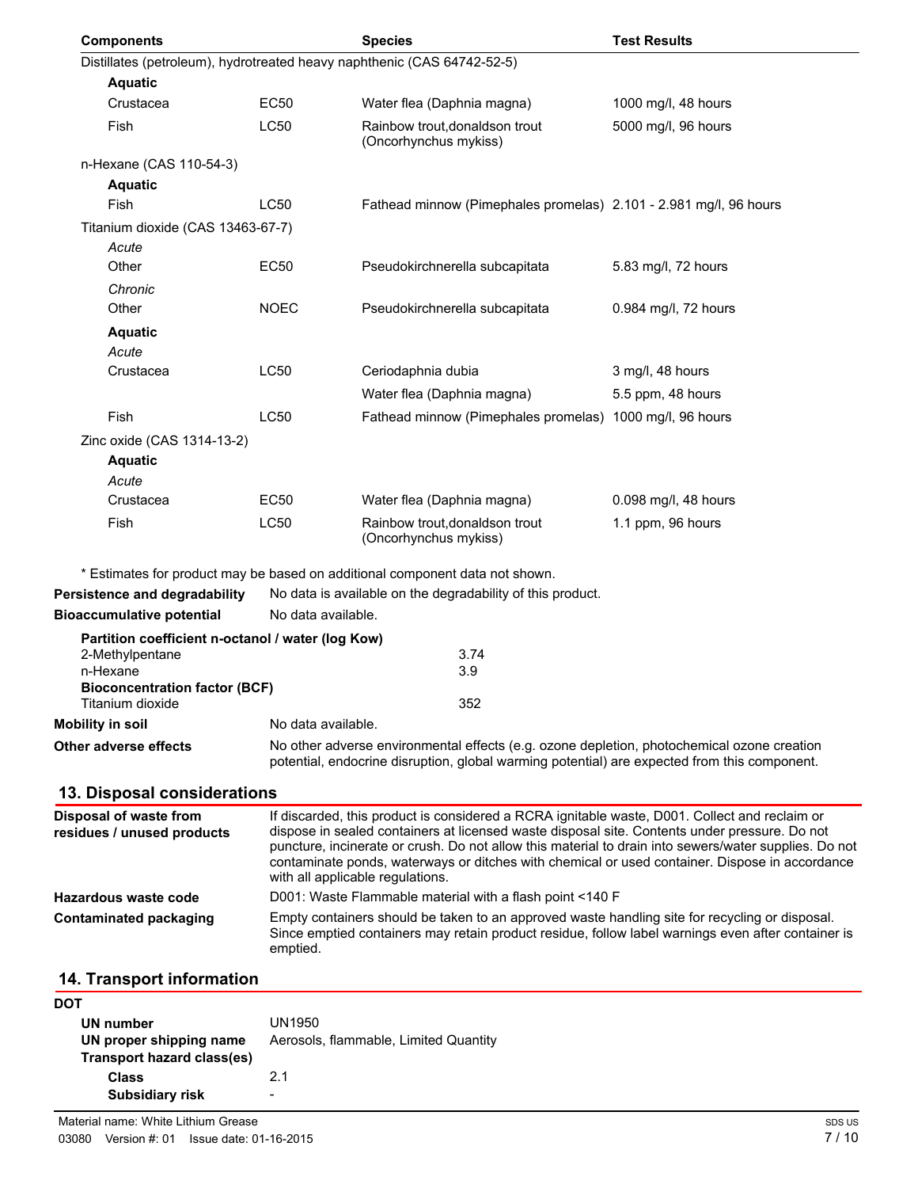| Components | | Species | Test Results |
| --- | --- | --- | --- |
| Distillates (petroleum), hydrotreated heavy naphthenic (CAS 64742-52-5) | | | |
| **Aquatic** | | | |
| Crustacea | EC50 | Water flea (Daphnia magna) | 1000 mg/l, 48 hours |
| Fish | LC50 | Rainbow trout,donaldson trout (Oncorhynchus mykiss) | 5000 mg/l, 96 hours |
| n-Hexane (CAS 110-54-3) | | | |
| **Aquatic** | | | |
| Fish | LC50 | Fathead minnow (Pimephales promelas) | 2.101 - 2.981 mg/l, 96 hours |
| Titanium dioxide (CAS 13463-67-7) | | | |
| *Acute* | | | |
| Other | EC50 | Pseudokirchnerella subcapitata | 5.83 mg/l, 72 hours |
| *Chronic* | | | |
| Other | NOEC | Pseudokirchnerella subcapitata | 0.984 mg/l, 72 hours |
| **Aquatic** | | | |
| *Acute* | | | |
| Crustacea | LC50 | Ceriodaphnia dubia | 3 mg/l, 48 hours |
| | | Water flea (Daphnia magna) | 5.5 ppm, 48 hours |
| Fish | LC50 | Fathead minnow (Pimephales promelas) | 1000 mg/l, 96 hours |
| Zinc oxide (CAS 1314-13-2) | | | |
| **Aquatic** | | | |
| *Acute* | | | |
| Crustacea | EC50 | Water flea (Daphnia magna) | 0.098 mg/l, 48 hours |
| Fish | LC50 | Rainbow trout,donaldson trout (Oncorhynchus mykiss) | 1.1 ppm, 96 hours |

* Estimates for product may be based on additional component data not shown.

**Persistence and degradability** No data is available on the degradability of this product.

**Bioaccumulative potential** No data available.

**Partition coefficient n-octanol / water (log Kow)**

| | |
| --- | --- |
| 2-Methylpentane | 3.74 |
| n-Hexane | 3.9 |

**Bioconcentration factor (BCF)**

| | |
| --- | --- |
| Titanium dioxide | 352 |

**Mobility in soil** No data available.

**Other adverse effects** No other adverse environmental effects (e.g. ozone depletion, photochemical ozone creation potential, endocrine disruption, global warming potential) are expected from this component.

## 13. Disposal considerations

**Disposal of waste from residues / unused products** If discarded, this product is considered a RCRA ignitable waste, D001. Collect and reclaim or dispose in sealed containers at licensed waste disposal site. Contents under pressure. Do not puncture, incinerate or crush. Do not allow this material to drain into sewers/water supplies. Do not contaminate ponds, waterways or ditches with chemical or used container. Dispose in accordance with all applicable regulations.

**Hazardous waste code** D001: Waste Flammable material with a flash point <140 F

**Contaminated packaging** Empty containers should be taken to an approved waste handling site for recycling or disposal. Since emptied containers may retain product residue, follow label warnings even after container is emptied.

## 14. Transport information

**DOT**

**UN number** UN1950

**UN proper shipping name** Aerosols, flammable, Limited Quantity

**Transport hazard class(es)**

**Class** 2.1

**Subsidiary risk** -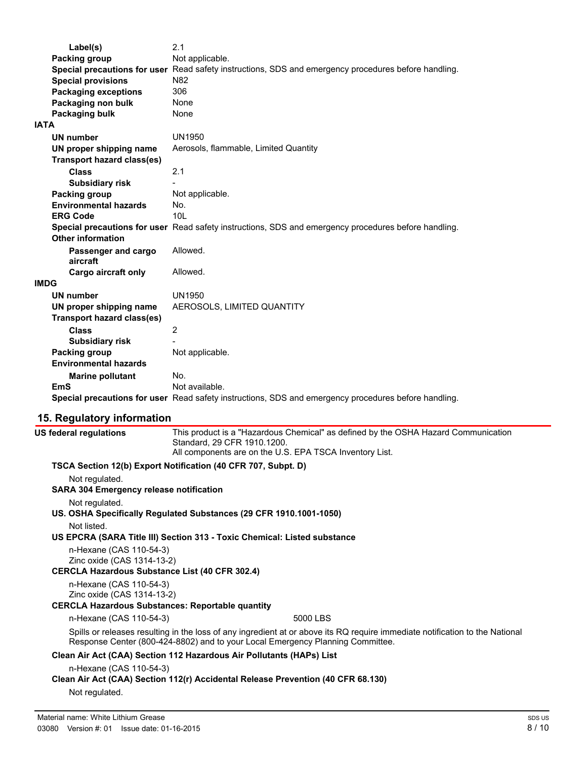| | |
|---|---|
| **Label(s)** | 2.1 |
| **Packing group** | Not applicable. |
| **Special precautions for user** | Read safety instructions, SDS and emergency procedures before handling. |
| **Special provisions** | N82 |
| **Packaging exceptions** | 306 |
| **Packaging non bulk** | None |
| **Packaging bulk** | None |

**IATA**

| | |
|---|---|
| **UN number** | UN1950 |
| **UN proper shipping name** | Aerosols, flammable, Limited Quantity |
| **Transport hazard class(es)** | |
| **Class** | 2.1 |
| **Subsidiary risk** | - |
| **Packing group** | Not applicable. |
| **Environmental hazards** | No. |
| **ERG Code** | 10L |
| **Special precautions for user** | Read safety instructions, SDS and emergency procedures before handling. |
| **Other information** | |
| **Passenger and cargo aircraft** | Allowed. |
| **Cargo aircraft only** | Allowed. |

**IMDG**

| | |
|---|---|
| **UN number** | UN1950 |
| **UN proper shipping name** | AEROSOLS, LIMITED QUANTITY |
| **Transport hazard class(es)** | |
| **Class** | 2 |
| **Subsidiary risk** | - |
| **Packing group** | Not applicable. |
| **Environmental hazards** | |
| **Marine pollutant** | No. |
| **EmS** | Not available. |
| **Special precautions for user** | Read safety instructions, SDS and emergency procedures before handling. |

## 15. Regulatory information

**US federal regulations** This product is a "Hazardous Chemical" as defined by the OSHA Hazard Communication Standard, 29 CFR 1910.1200.
All components are on the U.S. EPA TSCA Inventory List.

**TSCA Section 12(b) Export Notification (40 CFR 707, Subpt. D)**

Not regulated.

**SARA 304 Emergency release notification**

Not regulated.

**US. OSHA Specifically Regulated Substances (29 CFR 1910.1001-1050)**

Not listed.

**US EPCRA (SARA Title III) Section 313 - Toxic Chemical: Listed substance**

n-Hexane (CAS 110-54-3)
Zinc oxide (CAS 1314-13-2)

**CERCLA Hazardous Substance List (40 CFR 302.4)**

n-Hexane (CAS 110-54-3)
Zinc oxide (CAS 1314-13-2)

**CERCLA Hazardous Substances: Reportable quantity**

| | |
|---|---|
| n-Hexane (CAS 110-54-3) | 5000 LBS |

Spills or releases resulting in the loss of any ingredient at or above its RQ require immediate notification to the National Response Center (800-424-8802) and to your Local Emergency Planning Committee.

**Clean Air Act (CAA) Section 112 Hazardous Air Pollutants (HAPs) List**

n-Hexane (CAS 110-54-3)

**Clean Air Act (CAA) Section 112(r) Accidental Release Prevention (40 CFR 68.130)**

Not regulated.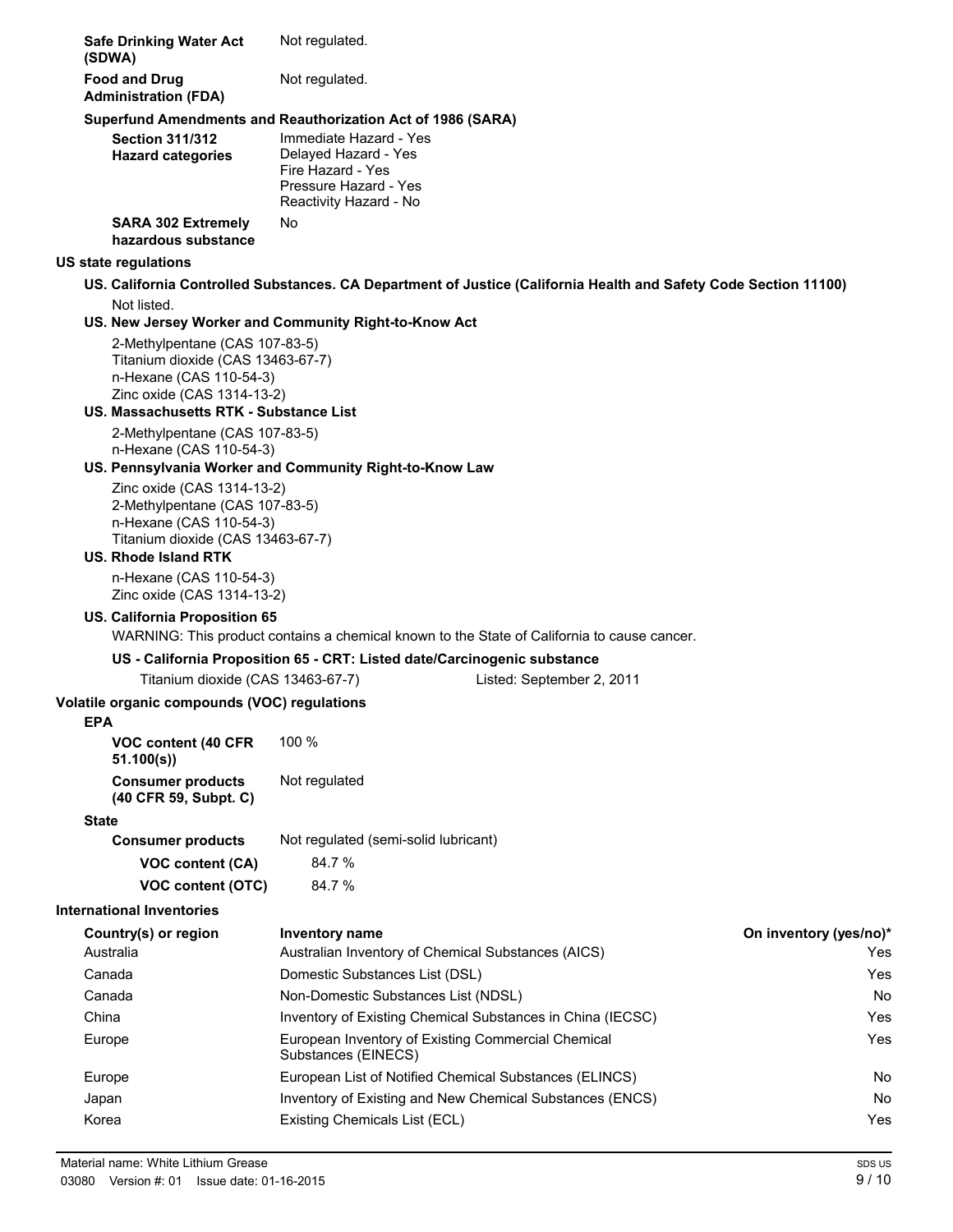**Safe Drinking Water Act (SDWA)**: Not regulated.

**Food and Drug Administration (FDA)**: Not regulated.

**Superfund Amendments and Reauthorization Act of 1986 (SARA)**

**Section 311/312 Hazard categories**
Immediate Hazard - Yes
Delayed Hazard - Yes
Fire Hazard - Yes
Pressure Hazard - Yes
Reactivity Hazard - No

**SARA 302 Extremely hazardous substance**: No

**US state regulations**

**US. California Controlled Substances. CA Department of Justice (California Health and Safety Code Section 11100)**

Not listed.

**US. New Jersey Worker and Community Right-to-Know Act**

2-Methylpentane (CAS 107-83-5)
Titanium dioxide (CAS 13463-67-7)
n-Hexane (CAS 110-54-3)
Zinc oxide (CAS 1314-13-2)

**US. Massachusetts RTK - Substance List**

2-Methylpentane (CAS 107-83-5)
n-Hexane (CAS 110-54-3)

**US. Pennsylvania Worker and Community Right-to-Know Law**

Zinc oxide (CAS 1314-13-2)
2-Methylpentane (CAS 107-83-5)
n-Hexane (CAS 110-54-3)
Titanium dioxide (CAS 13463-67-7)

**US. Rhode Island RTK**

n-Hexane (CAS 110-54-3)
Zinc oxide (CAS 1314-13-2)

**US. California Proposition 65**

WARNING: This product contains a chemical known to the State of California to cause cancer.

**US - California Proposition 65 - CRT: Listed date/Carcinogenic substance**

Titanium dioxide (CAS 13463-67-7) Listed: September 2, 2011

**Volatile organic compounds (VOC) regulations**

**EPA**

**VOC content (40 CFR 51.100(s))**: 100 %

**Consumer products (40 CFR 59, Subpt. C)**: Not regulated

**State**

**Consumer products**: Not regulated (semi-solid lubricant)

**VOC content (CA)**: 84.7 %

**VOC content (OTC)**: 84.7 %

**International Inventories**

| Country(s) or region | Inventory name | On inventory (yes/no)* |
|---|---|---|
| Australia | Australian Inventory of Chemical Substances (AICS) | Yes |
| Canada | Domestic Substances List (DSL) | Yes |
| Canada | Non-Domestic Substances List (NDSL) | No |
| China | Inventory of Existing Chemical Substances in China (IECSC) | Yes |
| Europe | European Inventory of Existing Commercial Chemical Substances (EINECS) | Yes |
| Europe | European List of Notified Chemical Substances (ELINCS) | No |
| Japan | Inventory of Existing and New Chemical Substances (ENCS) | No |
| Korea | Existing Chemicals List (ECL) | Yes |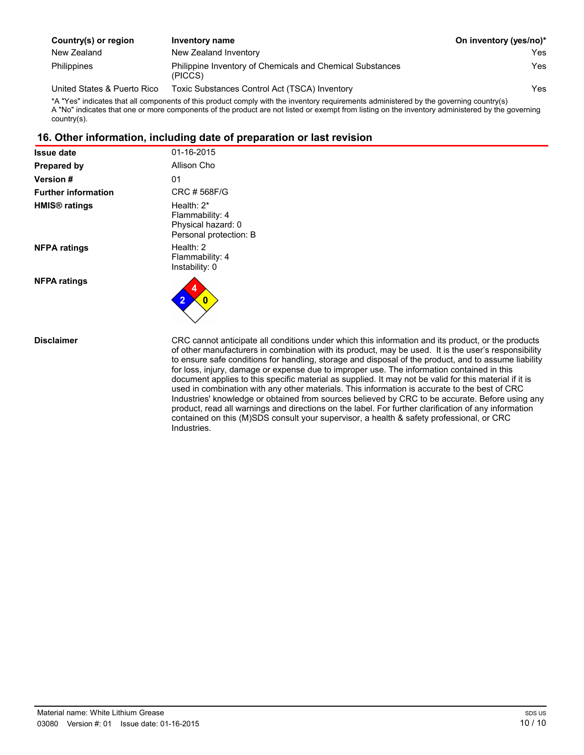| Country(s) or region | Inventory name | On inventory (yes/no)* |
| --- | --- | --- |
| New Zealand | New Zealand Inventory | Yes |
| Philippines | Philippine Inventory of Chemicals and Chemical Substances (PICCS) | Yes |
| United States & Puerto Rico | Toxic Substances Control Act (TSCA) Inventory | Yes |

*A "Yes" indicates that all components of this product comply with the inventory requirements administered by the governing country(s)
A "No" indicates that one or more components of the product are not listed or exempt from listing on the inventory administered by the governing country(s).

## 16. Other information, including date of preparation or last revision

**Issue date** 01-16-2015

**Prepared by** Allison Cho

**Version #** 01

**Further information** CRC # 568F/G

**HMIS® ratings**
Health: 2*
Flammability: 4
Physical hazard: 0
Personal protection: B

**NFPA ratings**
Health: 2
Flammability: 4
Instability: 0

**NFPA ratings**

4
2
0

**Disclaimer**

CRC cannot anticipate all conditions under which this information and its product, or the products of other manufacturers in combination with its product, may be used. It is the user's responsibility to ensure safe conditions for handling, storage and disposal of the product, and to assume liability for loss, injury, damage or expense due to improper use. The information contained in this document applies to this specific material as supplied. It may not be valid for this material if it is used in combination with any other materials. This information is accurate to the best of CRC Industries' knowledge or obtained from sources believed by CRC to be accurate. Before using any product, read all warnings and directions on the label. For further clarification of any information contained on this (M)SDS consult your supervisor, a health & safety professional, or CRC Industries.